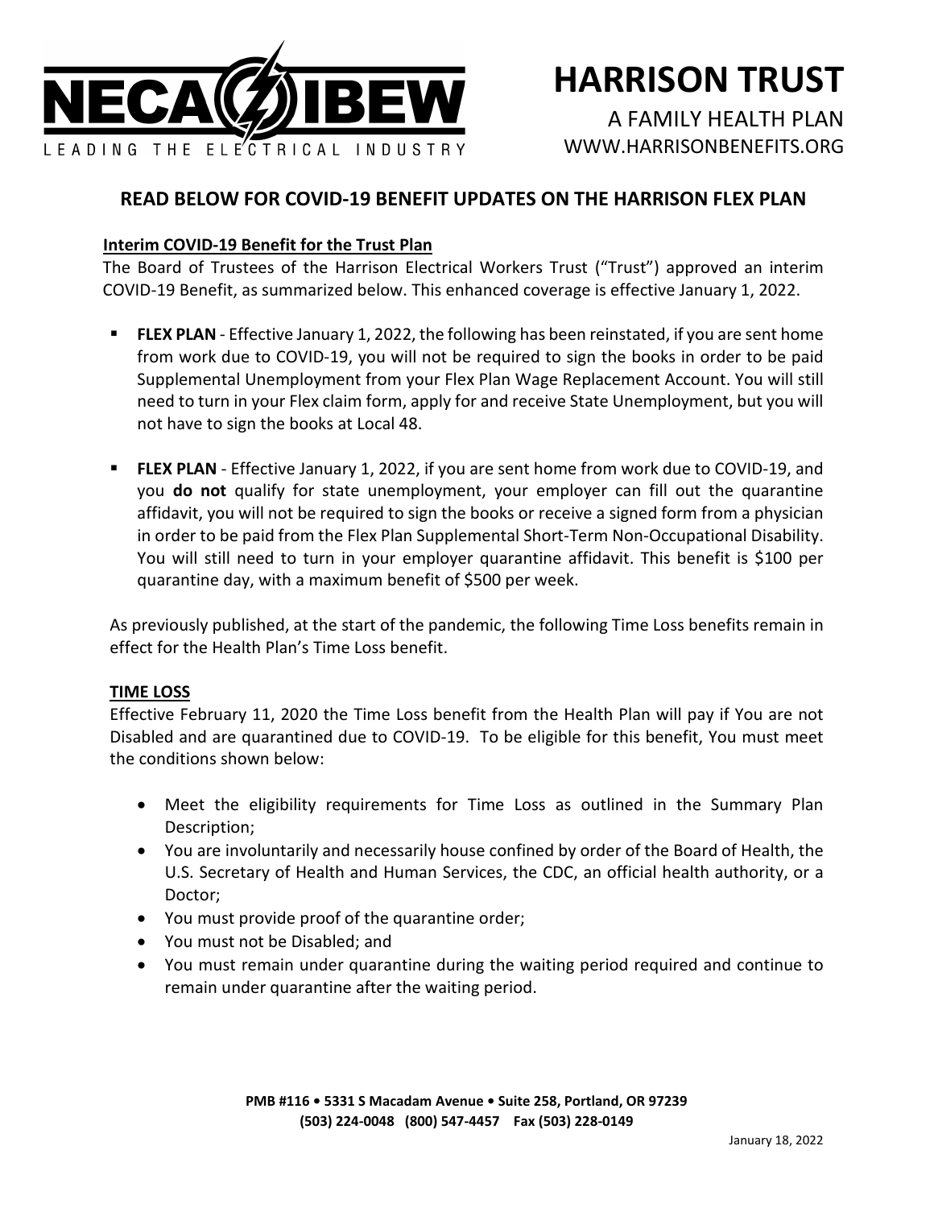NECA IBEW
LEADING THE ELECTRICAL INDUSTRY

# HARRISON TRUST

A FAMILY HEALTH PLAN
WWW.HARRISONBENEFITS.ORG

## READ BELOW FOR COVID-19 BENEFIT UPDATES ON THE HARRISON FLEX PLAN

**Interim COVID-19 Benefit for the Trust Plan**

The Board of Trustees of the Harrison Electrical Workers Trust ("Trust") approved an interim COVID-19 Benefit, as summarized below. This enhanced coverage is effective January 1, 2022.

- **FLEX PLAN** - Effective January 1, 2022, the following has been reinstated, if you are sent home from work due to COVID-19, you will not be required to sign the books in order to be paid Supplemental Unemployment from your Flex Plan Wage Replacement Account. You will still need to turn in your Flex claim form, apply for and receive State Unemployment, but you will not have to sign the books at Local 48.

- **FLEX PLAN** - Effective January 1, 2022, if you are sent home from work due to COVID-19, and you **do not** qualify for state unemployment, your employer can fill out the quarantine affidavit, you will not be required to sign the books or receive a signed form from a physician in order to be paid from the Flex Plan Supplemental Short-Term Non-Occupational Disability. You will still need to turn in your employer quarantine affidavit. This benefit is $100 per quarantine day, with a maximum benefit of $500 per week.

As previously published, at the start of the pandemic, the following Time Loss benefits remain in effect for the Health Plan's Time Loss benefit.

**TIME LOSS**

Effective February 11, 2020 the Time Loss benefit from the Health Plan will pay if You are not Disabled and are quarantined due to COVID-19. To be eligible for this benefit, You must meet the conditions shown below:

- Meet the eligibility requirements for Time Loss as outlined in the Summary Plan Description;
- You are involuntarily and necessarily house confined by order of the Board of Health, the U.S. Secretary of Health and Human Services, the CDC, an official health authority, or a Doctor;
- You must provide proof of the quarantine order;
- You must not be Disabled; and
- You must remain under quarantine during the waiting period required and continue to remain under quarantine after the waiting period.

**PMB #116 • 5331 S Macadam Avenue • Suite 258, Portland, OR 97239**
**(503) 224-0048 (800) 547-4457 Fax (503) 228-0149**

January 18, 2022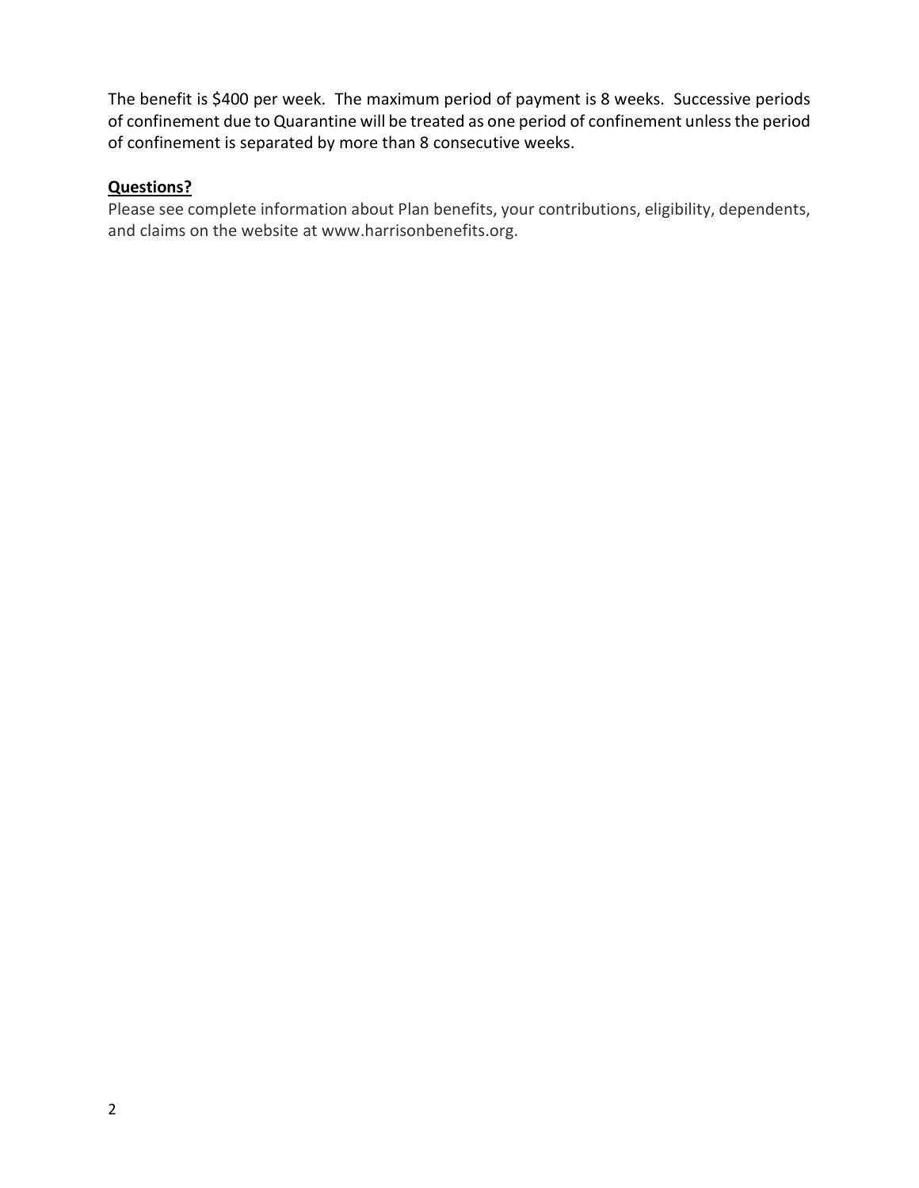The benefit is $400 per week. The maximum period of payment is 8 weeks. Successive periods of confinement due to Quarantine will be treated as one period of confinement unless the period of confinement is separated by more than 8 consecutive weeks.

## **Questions?**

Please see complete information about Plan benefits, your contributions, eligibility, dependents, and claims on the website at www.harrisonbenefits.org.